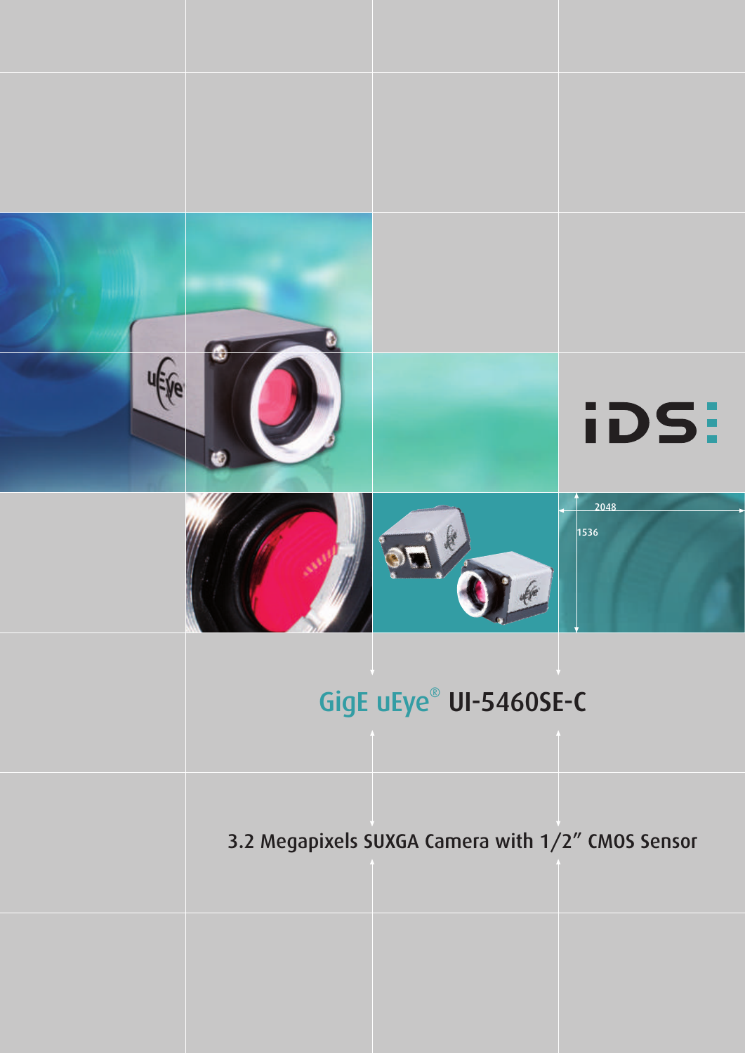# GigE uEye® UI-5460SE-C

## 3.2 Megapixels SUXGA Camera with 1/2" CMOS Sensor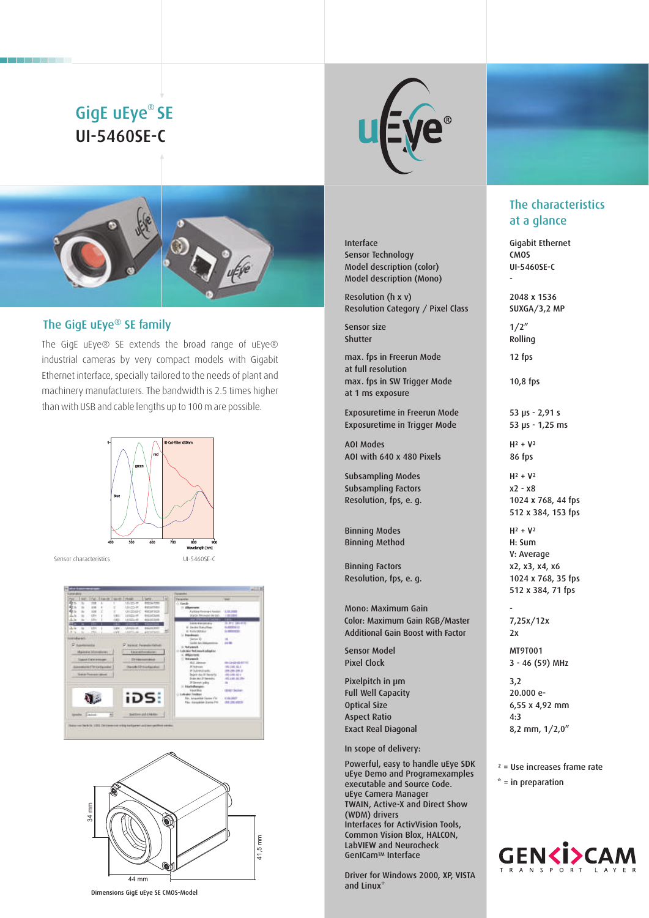# GigE uEye® SE
## UI-5460SE-C

## The GigE uEye® SE family

The GigE uEye® SE extends the broad range of uEye® industrial cameras by very compact models with Gigabit Ethernet interface, specially tailored to the needs of plant and machinery manufacturers. The bandwidth is 2.5 times higher than with USB and cable lengths up to 100 m are possible.

IR-Cut-Filter 650nm
red
green
blue
400 500 600 700 800 900
Wavelength [nm]

Sensor characteristics UI-5460SE-C

34 mm
41,5 mm
44 mm

Dimensions GigE uEye SE CMOS-Model

## The characteristics at a glance

| | |
|---|---|
| Interface | Gigabit Ethernet |
| Sensor Technology | CMOS |
| Model description (color) | UI-5460SE-C |
| Model description (Mono) | - |
| Resolution (h x v) | 2048 x 1536 |
| Resolution Category / Pixel Class | SUXGA/3,2 MP |
| Sensor size | 1/2" |
| Shutter | Rolling |
| max. fps in Freerun Mode at full resolution | 12 fps |
| max. fps in SW Trigger Mode at 1 ms exposure | 10,8 fps |
| Exposuretime in Freerun Mode | 53 µs - 2,91 s |
| Exposuretime in Trigger Mode | 53 µs - 1,25 ms |
| AOI Modes | H² + V² |
| AOI with 640 x 480 Pixels | 86 fps |
| Subsampling Modes | H² + V² |
| Subsampling Factors | x2 - x8 |
| Resolution, fps, e. g. | 1024 x 768, 44 fps<br>512 x 384, 153 fps |
| Binning Modes | H² + V² |
| Binning Method | H: Sum<br>V: Average |
| Binning Factors | x2, x3, x4, x6 |
| Resolution, fps, e. g. | 1024 x 768, 35 fps<br>512 x 384, 71 fps |
| Mono: Maximum Gain | - |
| Color: Maximum Gain RGB/Master | 7,25x/12x |
| Additional Gain Boost with Factor | 2x |
| Sensor Model | MT9T001 |
| Pixel Clock | 3 - 46 (59) MHz |
| Pixelpitch in µm | 3,2 |
| Full Well Capacity | 20.000 e- |
| Optical Size | 6,55 x 4,92 mm |
| Aspect Ratio | 4:3 |
| Exact Real Diagonal | 8,2 mm, 1/2,0" |

In scope of delivery:

Powerful, easy to handle uEye SDK
uEye Demo and Programexamples executable and Source Code.
uEye Camera Manager
TWAIN, Active-X and Direct Show (WDM) drivers
Interfaces for ActivVision Tools, Common Vision Blox, HALCON, LabVIEW and Neurocheck
GenICam™ Interface

Driver for Windows 2000, XP, VISTA and Linux*

² = Use increases frame rate
* = in preparation

GEN<i>CAM TRANSPORT LAYER